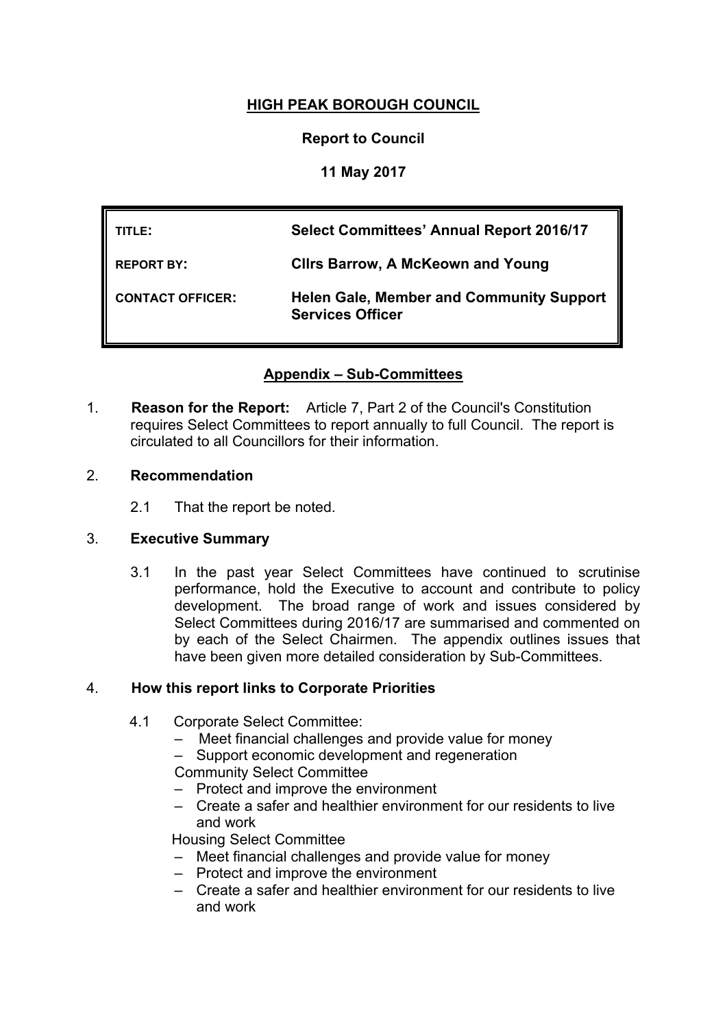**HIGH PEAK BOROUGH COUNCIL**

**Report to Council**

**11 May 2017**

| | |
|---|---|
| **TITLE:** | **Select Committees' Annual Report 2016/17** |
| **REPORT BY:** | **Cllrs Barrow, A McKeown and Young** |
| **CONTACT OFFICER:** | **Helen Gale, Member and Community Support Services Officer** |

**Appendix – Sub-Committees**

1. **Reason for the Report:** Article 7, Part 2 of the Council's Constitution requires Select Committees to report annually to full Council. The report is circulated to all Councillors for their information.

2. **Recommendation**

   2.1 That the report be noted.

3. **Executive Summary**

   3.1 In the past year Select Committees have continued to scrutinise performance, hold the Executive to account and contribute to policy development. The broad range of work and issues considered by Select Committees during 2016/17 are summarised and commented on by each of the Select Chairmen. The appendix outlines issues that have been given more detailed consideration by Sub-Committees.

4. **How this report links to Corporate Priorities**

   4.1 Corporate Select Committee:
   - Meet financial challenges and provide value for money
   - Support economic development and regeneration

   Community Select Committee
   - Protect and improve the environment
   - Create a safer and healthier environment for our residents to live and work

   Housing Select Committee
   - Meet financial challenges and provide value for money
   - Protect and improve the environment
   - Create a safer and healthier environment for our residents to live and work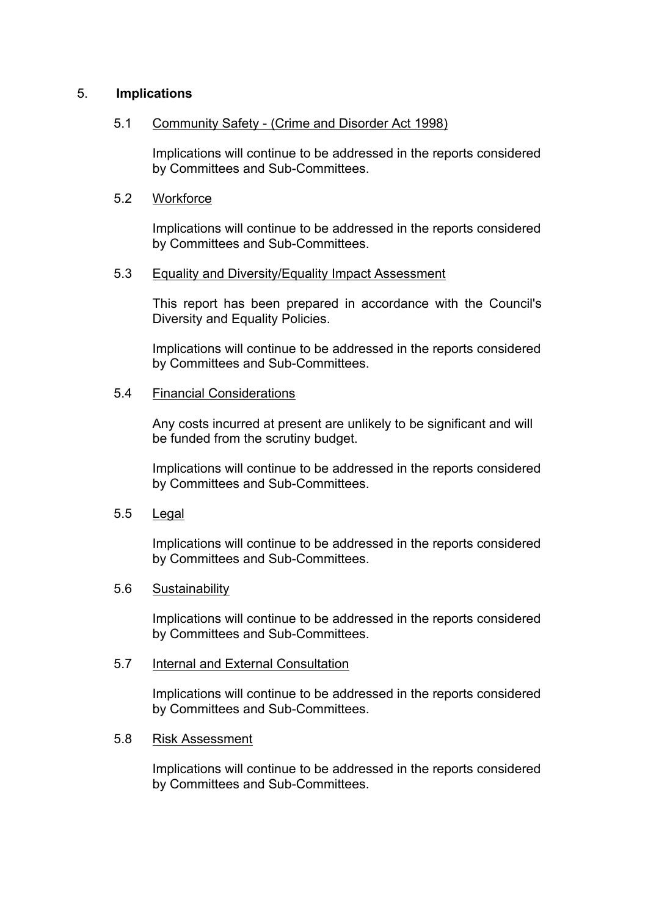## 5. **Implications**

### 5.1 Community Safety - (Crime and Disorder Act 1998)

Implications will continue to be addressed in the reports considered by Committees and Sub-Committees.

### 5.2 Workforce

Implications will continue to be addressed in the reports considered by Committees and Sub-Committees.

### 5.3 Equality and Diversity/Equality Impact Assessment

This report has been prepared in accordance with the Council's Diversity and Equality Policies.

Implications will continue to be addressed in the reports considered by Committees and Sub-Committees.

### 5.4 Financial Considerations

Any costs incurred at present are unlikely to be significant and will be funded from the scrutiny budget.

Implications will continue to be addressed in the reports considered by Committees and Sub-Committees.

### 5.5 Legal

Implications will continue to be addressed in the reports considered by Committees and Sub-Committees.

### 5.6 Sustainability

Implications will continue to be addressed in the reports considered by Committees and Sub-Committees.

### 5.7 Internal and External Consultation

Implications will continue to be addressed in the reports considered by Committees and Sub-Committees.

### 5.8 Risk Assessment

Implications will continue to be addressed in the reports considered by Committees and Sub-Committees.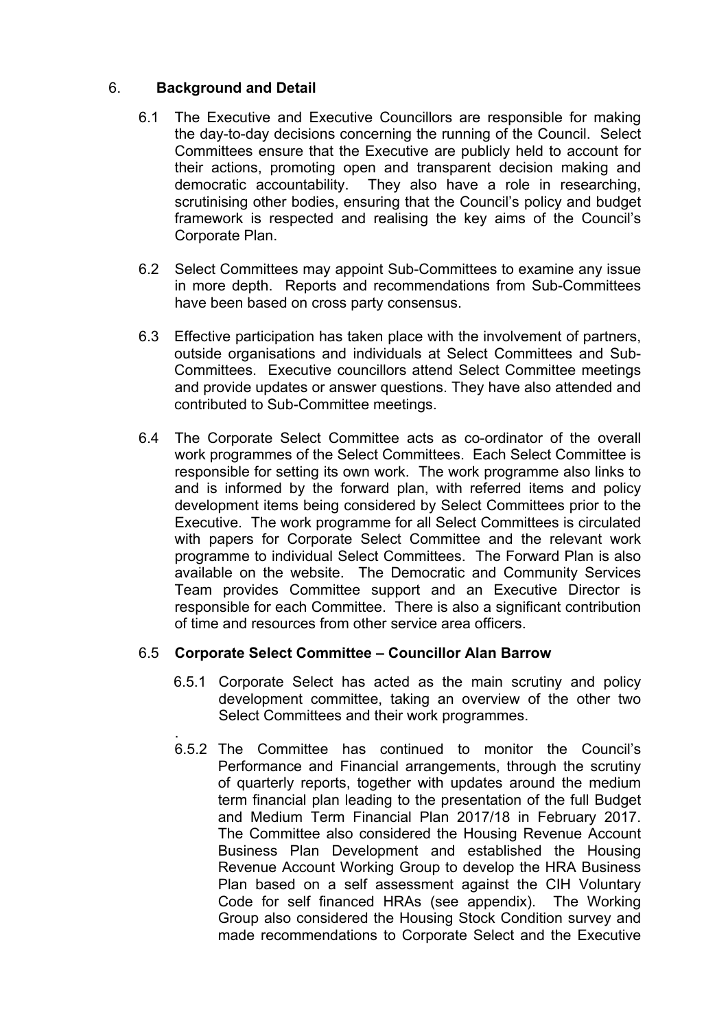## 6. **Background and Detail**

6.1 The Executive and Executive Councillors are responsible for making the day-to-day decisions concerning the running of the Council. Select Committees ensure that the Executive are publicly held to account for their actions, promoting open and transparent decision making and democratic accountability. They also have a role in researching, scrutinising other bodies, ensuring that the Council's policy and budget framework is respected and realising the key aims of the Council's Corporate Plan.

6.2 Select Committees may appoint Sub-Committees to examine any issue in more depth. Reports and recommendations from Sub-Committees have been based on cross party consensus.

6.3 Effective participation has taken place with the involvement of partners, outside organisations and individuals at Select Committees and Sub-Committees. Executive councillors attend Select Committee meetings and provide updates or answer questions. They have also attended and contributed to Sub-Committee meetings.

6.4 The Corporate Select Committee acts as co-ordinator of the overall work programmes of the Select Committees. Each Select Committee is responsible for setting its own work. The work programme also links to and is informed by the forward plan, with referred items and policy development items being considered by Select Committees prior to the Executive. The work programme for all Select Committees is circulated with papers for Corporate Select Committee and the relevant work programme to individual Select Committees. The Forward Plan is also available on the website. The Democratic and Community Services Team provides Committee support and an Executive Director is responsible for each Committee. There is also a significant contribution of time and resources from other service area officers.

### 6.5 **Corporate Select Committee – Councillor Alan Barrow**

6.5.1 Corporate Select has acted as the main scrutiny and policy development committee, taking an overview of the other two Select Committees and their work programmes.

.

6.5.2 The Committee has continued to monitor the Council's Performance and Financial arrangements, through the scrutiny of quarterly reports, together with updates around the medium term financial plan leading to the presentation of the full Budget and Medium Term Financial Plan 2017/18 in February 2017. The Committee also considered the Housing Revenue Account Business Plan Development and established the Housing Revenue Account Working Group to develop the HRA Business Plan based on a self assessment against the CIH Voluntary Code for self financed HRAs (see appendix). The Working Group also considered the Housing Stock Condition survey and made recommendations to Corporate Select and the Executive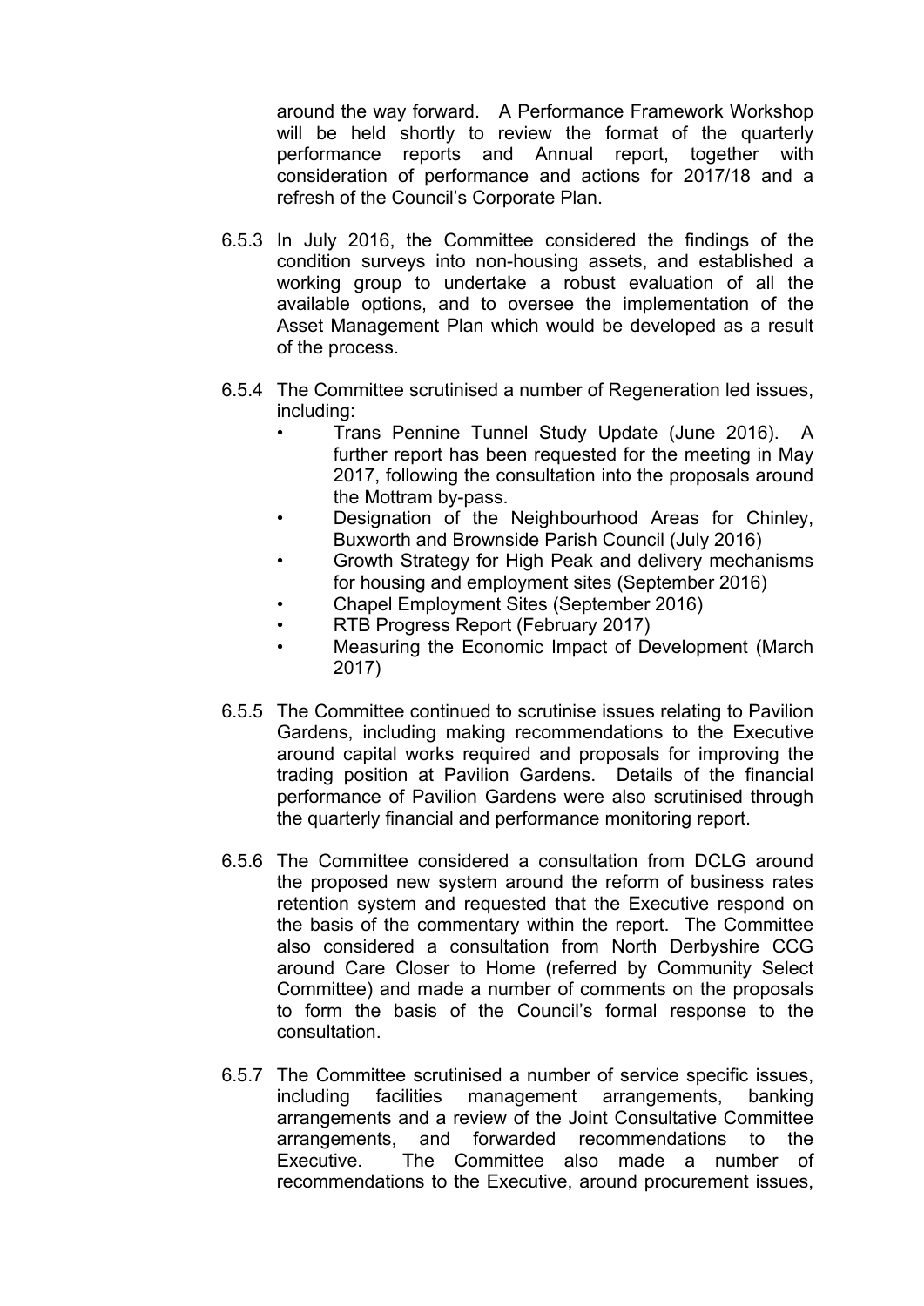around the way forward. A Performance Framework Workshop will be held shortly to review the format of the quarterly performance reports and Annual report, together with consideration of performance and actions for 2017/18 and a refresh of the Council's Corporate Plan.

6.5.3 In July 2016, the Committee considered the findings of the condition surveys into non-housing assets, and established a working group to undertake a robust evaluation of all the available options, and to oversee the implementation of the Asset Management Plan which would be developed as a result of the process.

6.5.4 The Committee scrutinised a number of Regeneration led issues, including:

- Trans Pennine Tunnel Study Update (June 2016). A further report has been requested for the meeting in May 2017, following the consultation into the proposals around the Mottram by-pass.
- Designation of the Neighbourhood Areas for Chinley, Buxworth and Brownside Parish Council (July 2016)
- Growth Strategy for High Peak and delivery mechanisms for housing and employment sites (September 2016)
- Chapel Employment Sites (September 2016)
- RTB Progress Report (February 2017)
- Measuring the Economic Impact of Development (March 2017)

6.5.5 The Committee continued to scrutinise issues relating to Pavilion Gardens, including making recommendations to the Executive around capital works required and proposals for improving the trading position at Pavilion Gardens. Details of the financial performance of Pavilion Gardens were also scrutinised through the quarterly financial and performance monitoring report.

6.5.6 The Committee considered a consultation from DCLG around the proposed new system around the reform of business rates retention system and requested that the Executive respond on the basis of the commentary within the report. The Committee also considered a consultation from North Derbyshire CCG around Care Closer to Home (referred by Community Select Committee) and made a number of comments on the proposals to form the basis of the Council's formal response to the consultation.

6.5.7 The Committee scrutinised a number of service specific issues, including facilities management arrangements, banking arrangements and a review of the Joint Consultative Committee arrangements, and forwarded recommendations to the Executive. The Committee also made a number of recommendations to the Executive, around procurement issues,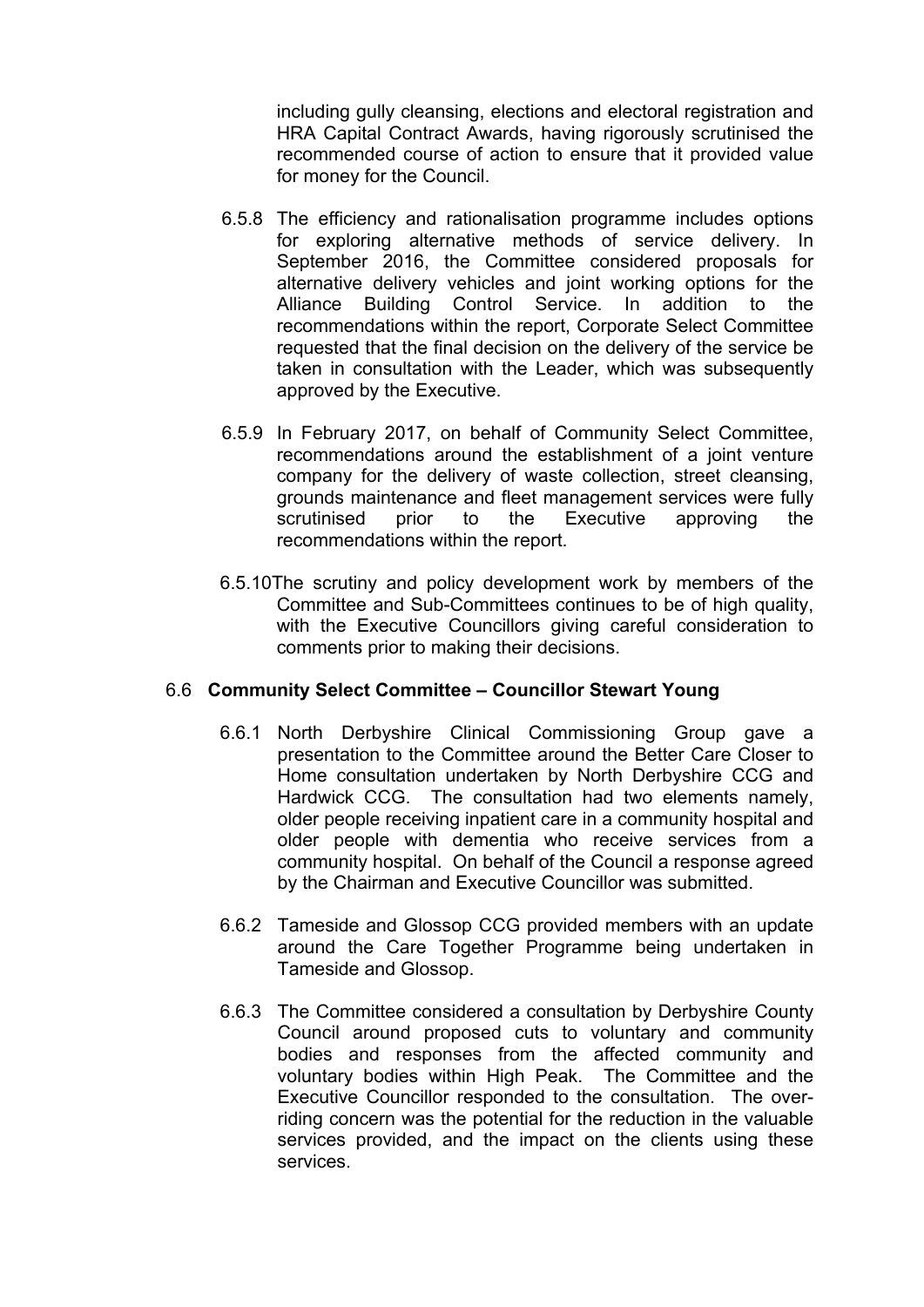including gully cleansing, elections and electoral registration and HRA Capital Contract Awards, having rigorously scrutinised the recommended course of action to ensure that it provided value for money for the Council.

6.5.8 The efficiency and rationalisation programme includes options for exploring alternative methods of service delivery. In September 2016, the Committee considered proposals for alternative delivery vehicles and joint working options for the Alliance Building Control Service. In addition to the recommendations within the report, Corporate Select Committee requested that the final decision on the delivery of the service be taken in consultation with the Leader, which was subsequently approved by the Executive.

6.5.9 In February 2017, on behalf of Community Select Committee, recommendations around the establishment of a joint venture company for the delivery of waste collection, street cleansing, grounds maintenance and fleet management services were fully scrutinised prior to the Executive approving the recommendations within the report.

6.5.10 The scrutiny and policy development work by members of the Committee and Sub-Committees continues to be of high quality, with the Executive Councillors giving careful consideration to comments prior to making their decisions.

### 6.6 Community Select Committee – Councillor Stewart Young

6.6.1 North Derbyshire Clinical Commissioning Group gave a presentation to the Committee around the Better Care Closer to Home consultation undertaken by North Derbyshire CCG and Hardwick CCG. The consultation had two elements namely, older people receiving inpatient care in a community hospital and older people with dementia who receive services from a community hospital. On behalf of the Council a response agreed by the Chairman and Executive Councillor was submitted.

6.6.2 Tameside and Glossop CCG provided members with an update around the Care Together Programme being undertaken in Tameside and Glossop.

6.6.3 The Committee considered a consultation by Derbyshire County Council around proposed cuts to voluntary and community bodies and responses from the affected community and voluntary bodies within High Peak. The Committee and the Executive Councillor responded to the consultation. The over-riding concern was the potential for the reduction in the valuable services provided, and the impact on the clients using these services.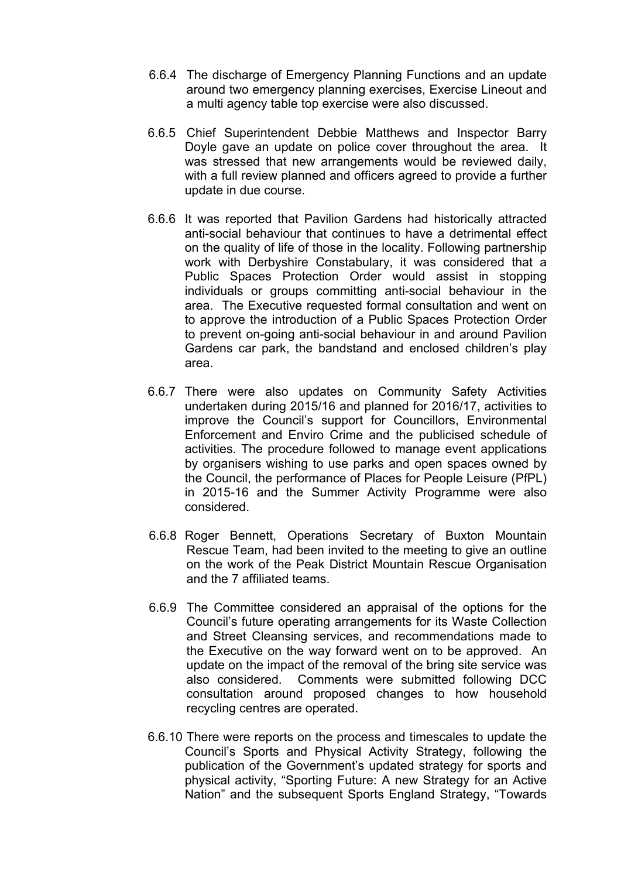6.6.4 The discharge of Emergency Planning Functions and an update around two emergency planning exercises, Exercise Lineout and a multi agency table top exercise were also discussed.

6.6.5 Chief Superintendent Debbie Matthews and Inspector Barry Doyle gave an update on police cover throughout the area. It was stressed that new arrangements would be reviewed daily, with a full review planned and officers agreed to provide a further update in due course.

6.6.6 It was reported that Pavilion Gardens had historically attracted anti-social behaviour that continues to have a detrimental effect on the quality of life of those in the locality. Following partnership work with Derbyshire Constabulary, it was considered that a Public Spaces Protection Order would assist in stopping individuals or groups committing anti-social behaviour in the area. The Executive requested formal consultation and went on to approve the introduction of a Public Spaces Protection Order to prevent on-going anti-social behaviour in and around Pavilion Gardens car park, the bandstand and enclosed children's play area.

6.6.7 There were also updates on Community Safety Activities undertaken during 2015/16 and planned for 2016/17, activities to improve the Council's support for Councillors, Environmental Enforcement and Enviro Crime and the publicised schedule of activities. The procedure followed to manage event applications by organisers wishing to use parks and open spaces owned by the Council, the performance of Places for People Leisure (PfPL) in 2015-16 and the Summer Activity Programme were also considered.

6.6.8 Roger Bennett, Operations Secretary of Buxton Mountain Rescue Team, had been invited to the meeting to give an outline on the work of the Peak District Mountain Rescue Organisation and the 7 affiliated teams.

6.6.9 The Committee considered an appraisal of the options for the Council's future operating arrangements for its Waste Collection and Street Cleansing services, and recommendations made to the Executive on the way forward went on to be approved. An update on the impact of the removal of the bring site service was also considered. Comments were submitted following DCC consultation around proposed changes to how household recycling centres are operated.

6.6.10 There were reports on the process and timescales to update the Council's Sports and Physical Activity Strategy, following the publication of the Government's updated strategy for sports and physical activity, "Sporting Future: A new Strategy for an Active Nation" and the subsequent Sports England Strategy, "Towards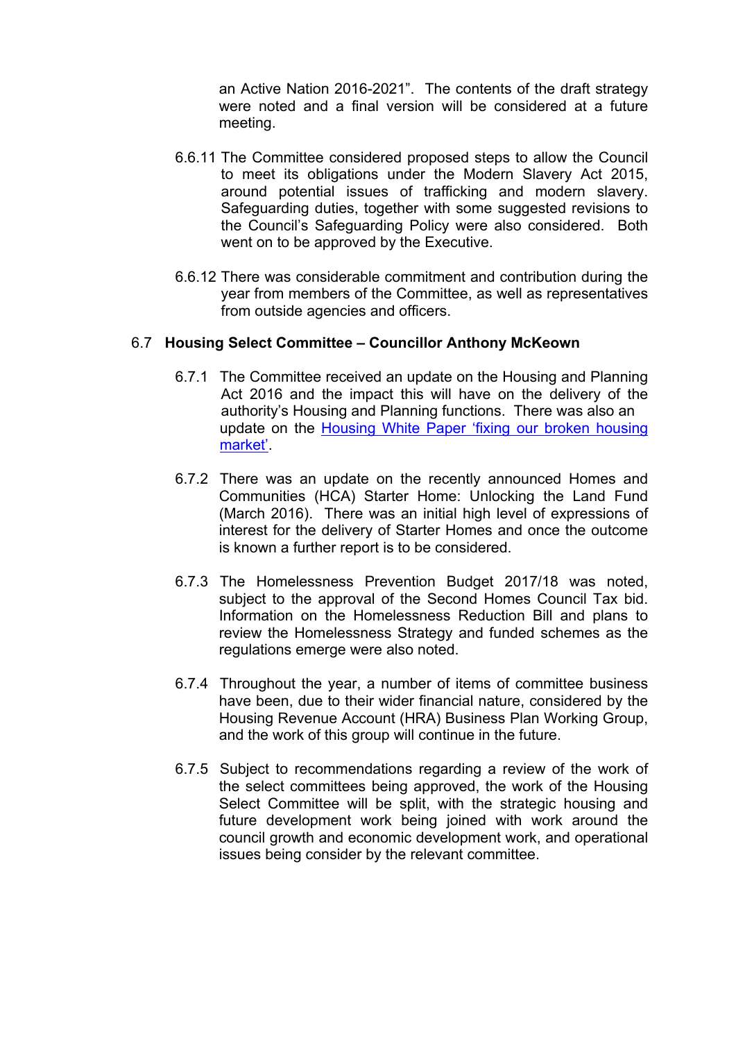an Active Nation 2016-2021". The contents of the draft strategy were noted and a final version will be considered at a future meeting.

6.6.11 The Committee considered proposed steps to allow the Council to meet its obligations under the Modern Slavery Act 2015, around potential issues of trafficking and modern slavery. Safeguarding duties, together with some suggested revisions to the Council's Safeguarding Policy were also considered. Both went on to be approved by the Executive.

6.6.12 There was considerable commitment and contribution during the year from members of the Committee, as well as representatives from outside agencies and officers.

### 6.7 Housing Select Committee – Councillor Anthony McKeown

6.7.1 The Committee received an update on the Housing and Planning Act 2016 and the impact this will have on the delivery of the authority's Housing and Planning functions. There was also an update on the Housing White Paper 'fixing our broken housing market'.

6.7.2 There was an update on the recently announced Homes and Communities (HCA) Starter Home: Unlocking the Land Fund (March 2016). There was an initial high level of expressions of interest for the delivery of Starter Homes and once the outcome is known a further report is to be considered.

6.7.3 The Homelessness Prevention Budget 2017/18 was noted, subject to the approval of the Second Homes Council Tax bid. Information on the Homelessness Reduction Bill and plans to review the Homelessness Strategy and funded schemes as the regulations emerge were also noted.

6.7.4 Throughout the year, a number of items of committee business have been, due to their wider financial nature, considered by the Housing Revenue Account (HRA) Business Plan Working Group, and the work of this group will continue in the future.

6.7.5 Subject to recommendations regarding a review of the work of the select committees being approved, the work of the Housing Select Committee will be split, with the strategic housing and future development work being joined with work around the council growth and economic development work, and operational issues being consider by the relevant committee.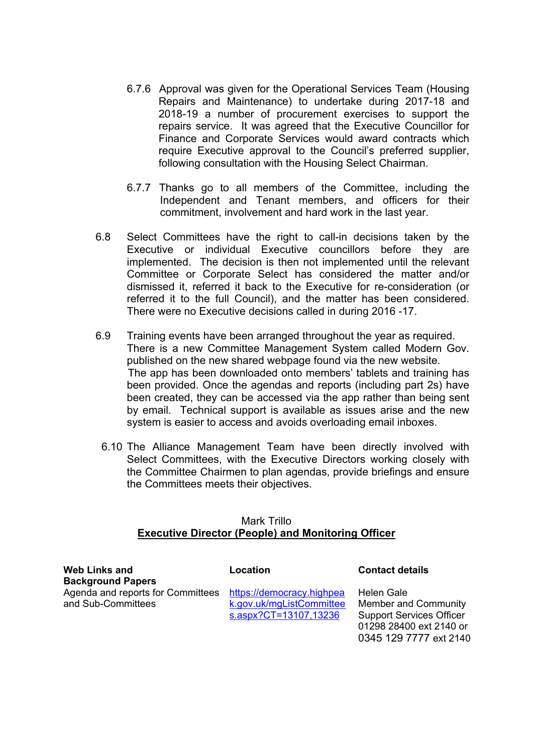6.7.6 Approval was given for the Operational Services Team (Housing Repairs and Maintenance) to undertake during 2017-18 and 2018-19 a number of procurement exercises to support the repairs service. It was agreed that the Executive Councillor for Finance and Corporate Services would award contracts which require Executive approval to the Council's preferred supplier, following consultation with the Housing Select Chairman.

6.7.7 Thanks go to all members of the Committee, including the Independent and Tenant members, and officers for their commitment, involvement and hard work in the last year.

6.8 Select Committees have the right to call-in decisions taken by the Executive or individual Executive councillors before they are implemented. The decision is then not implemented until the relevant Committee or Corporate Select has considered the matter and/or dismissed it, referred it back to the Executive for re-consideration (or referred it to the full Council), and the matter has been considered. There were no Executive decisions called in during 2016 -17.

6.9 Training events have been arranged throughout the year as required. There is a new Committee Management System called Modern Gov. published on the new shared webpage found via the new website. The app has been downloaded onto members' tablets and training has been provided. Once the agendas and reports (including part 2s) have been created, they can be accessed via the app rather than being sent by email. Technical support is available as issues arise and the new system is easier to access and avoids overloading email inboxes.

6.10 The Alliance Management Team have been directly involved with Select Committees, with the Executive Directors working closely with the Committee Chairmen to plan agendas, provide briefings and ensure the Committees meets their objectives.

Mark Trillo
**Executive Director (People) and Monitoring Officer**

| **Web Links and Background Papers** | **Location** | **Contact details** |
| --- | --- | --- |
| Agenda and reports for Committees and Sub-Committees | https://democracy.highpeak.gov.uk/mgListCommittees.aspx?CT=13107,13236 | Helen Gale<br>Member and Community Support Services Officer<br>01298 28400 ext 2140 or<br>0345 129 7777 ext 2140 |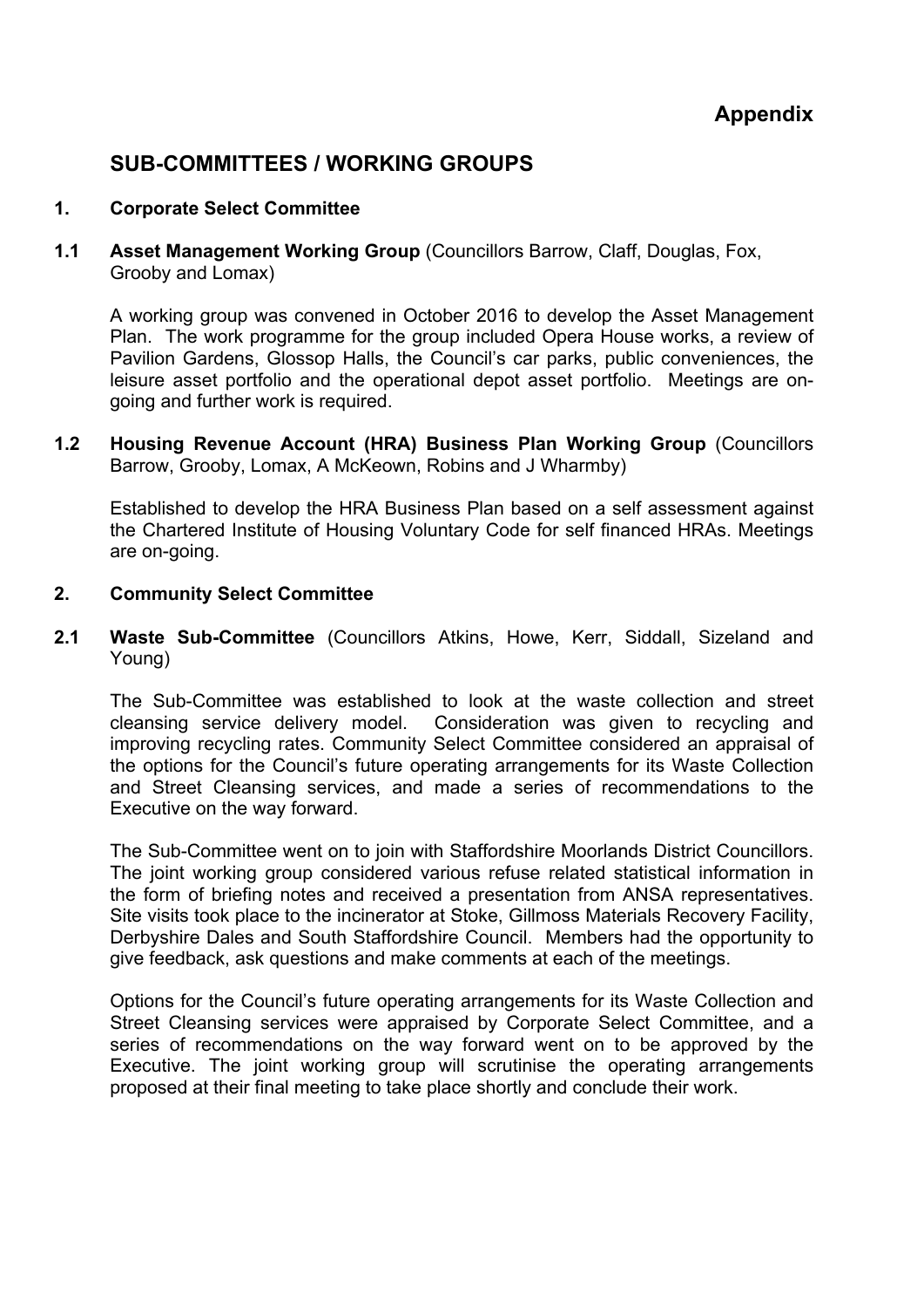**Appendix**

## SUB-COMMITTEES / WORKING GROUPS

### 1. Corporate Select Committee

**1.1 Asset Management Working Group** (Councillors Barrow, Claff, Douglas, Fox, Grooby and Lomax)

A working group was convened in October 2016 to develop the Asset Management Plan. The work programme for the group included Opera House works, a review of Pavilion Gardens, Glossop Halls, the Council's car parks, public conveniences, the leisure asset portfolio and the operational depot asset portfolio. Meetings are on-going and further work is required.

**1.2 Housing Revenue Account (HRA) Business Plan Working Group** (Councillors Barrow, Grooby, Lomax, A McKeown, Robins and J Wharmby)

Established to develop the HRA Business Plan based on a self assessment against the Chartered Institute of Housing Voluntary Code for self financed HRAs. Meetings are on-going.

### 2. Community Select Committee

**2.1 Waste Sub-Committee** (Councillors Atkins, Howe, Kerr, Siddall, Sizeland and Young)

The Sub-Committee was established to look at the waste collection and street cleansing service delivery model. Consideration was given to recycling and improving recycling rates. Community Select Committee considered an appraisal of the options for the Council's future operating arrangements for its Waste Collection and Street Cleansing services, and made a series of recommendations to the Executive on the way forward.

The Sub-Committee went on to join with Staffordshire Moorlands District Councillors. The joint working group considered various refuse related statistical information in the form of briefing notes and received a presentation from ANSA representatives. Site visits took place to the incinerator at Stoke, Gillmoss Materials Recovery Facility, Derbyshire Dales and South Staffordshire Council. Members had the opportunity to give feedback, ask questions and make comments at each of the meetings.

Options for the Council's future operating arrangements for its Waste Collection and Street Cleansing services were appraised by Corporate Select Committee, and a series of recommendations on the way forward went on to be approved by the Executive. The joint working group will scrutinise the operating arrangements proposed at their final meeting to take place shortly and conclude their work.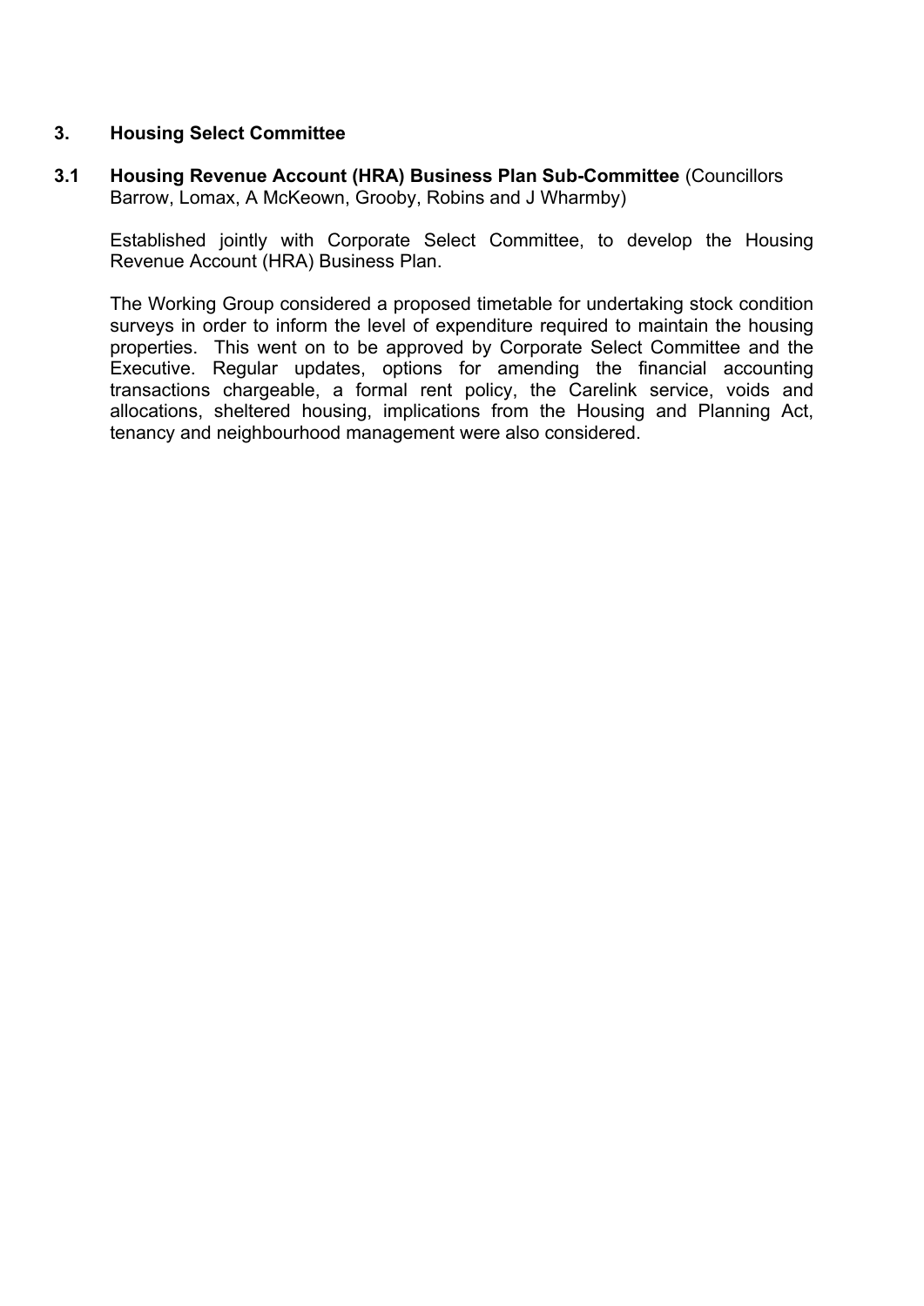## 3. Housing Select Committee

### 3.1 Housing Revenue Account (HRA) Business Plan Sub-Committee (Councillors Barrow, Lomax, A McKeown, Grooby, Robins and J Wharmby)

Established jointly with Corporate Select Committee, to develop the Housing Revenue Account (HRA) Business Plan.

The Working Group considered a proposed timetable for undertaking stock condition surveys in order to inform the level of expenditure required to maintain the housing properties. This went on to be approved by Corporate Select Committee and the Executive. Regular updates, options for amending the financial accounting transactions chargeable, a formal rent policy, the Carelink service, voids and allocations, sheltered housing, implications from the Housing and Planning Act, tenancy and neighbourhood management were also considered.